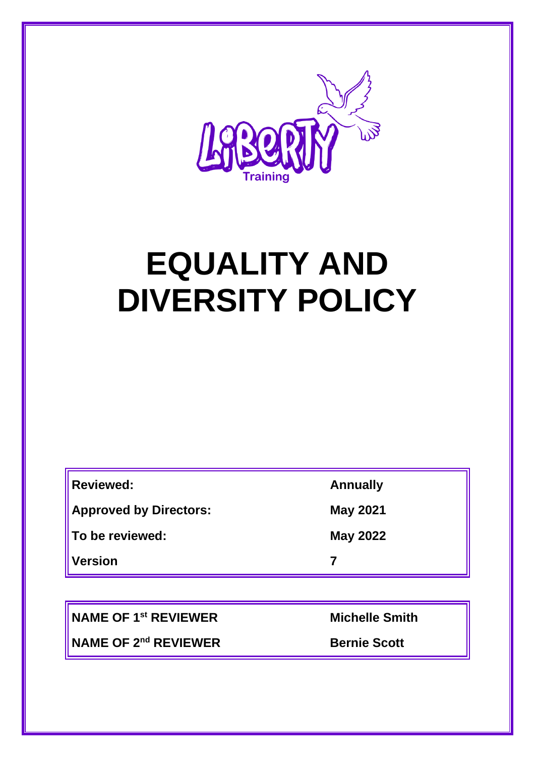LiBeRTY
Training

# EQUALITY AND DIVERSITY POLICY

| | |
|---|---|
| **Reviewed:** | **Annually** |
| **Approved by Directors:** | **May 2021** |
| **To be reviewed:** | **May 2022** |
| **Version** | **7** |

| | |
|---|---|
| **NAME OF 1st REVIEWER** | **Michelle Smith** |
| **NAME OF 2nd REVIEWER** | **Bernie Scott** |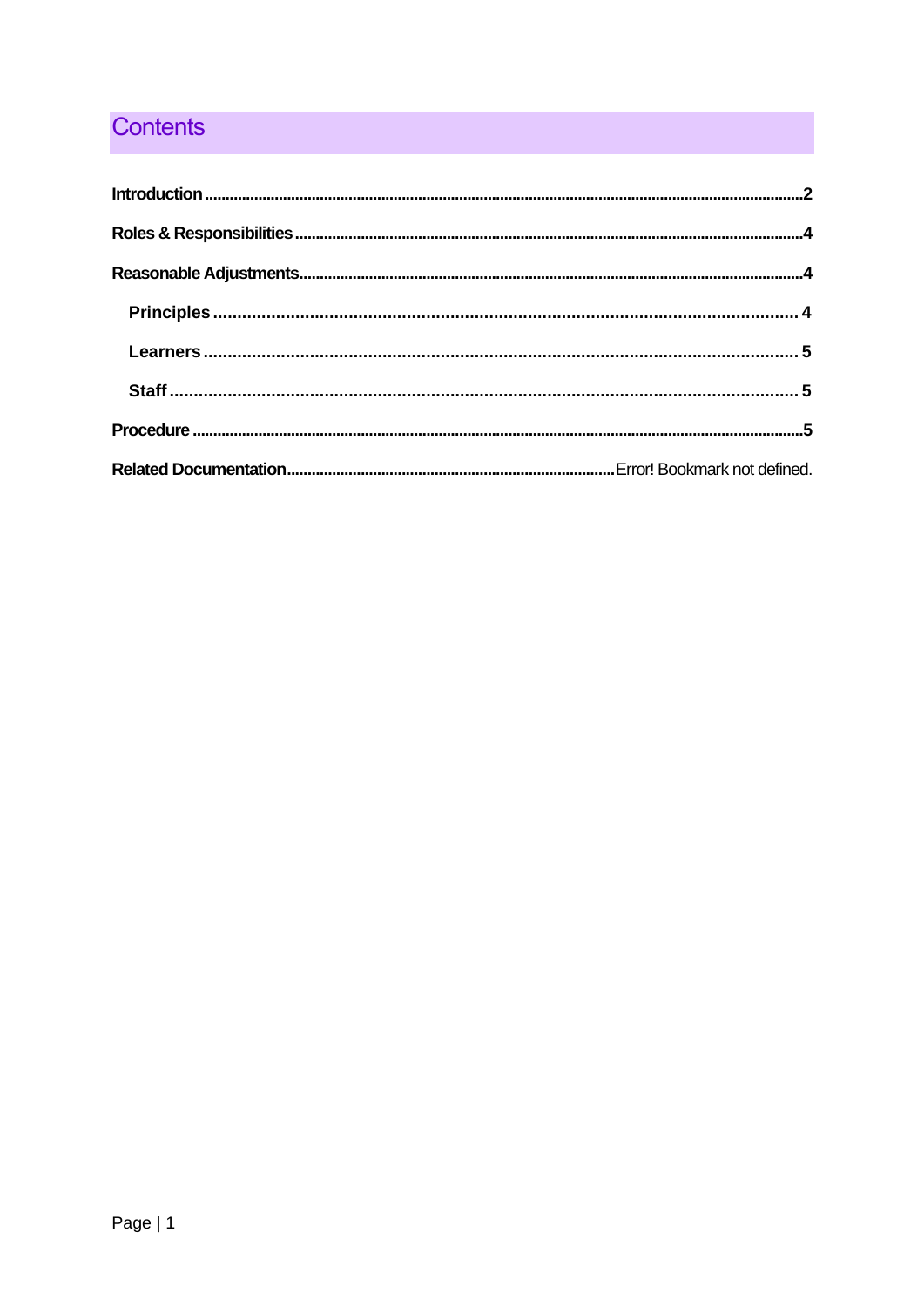# Contents

- Introduction .......... 2
- Roles & Responsibilities .......... 4
- Reasonable Adjustments .......... 4
  - Principles .......... 4
  - Learners .......... 5
  - Staff .......... 5
- Procedure .......... 5
- Related Documentation .......... Error! Bookmark not defined.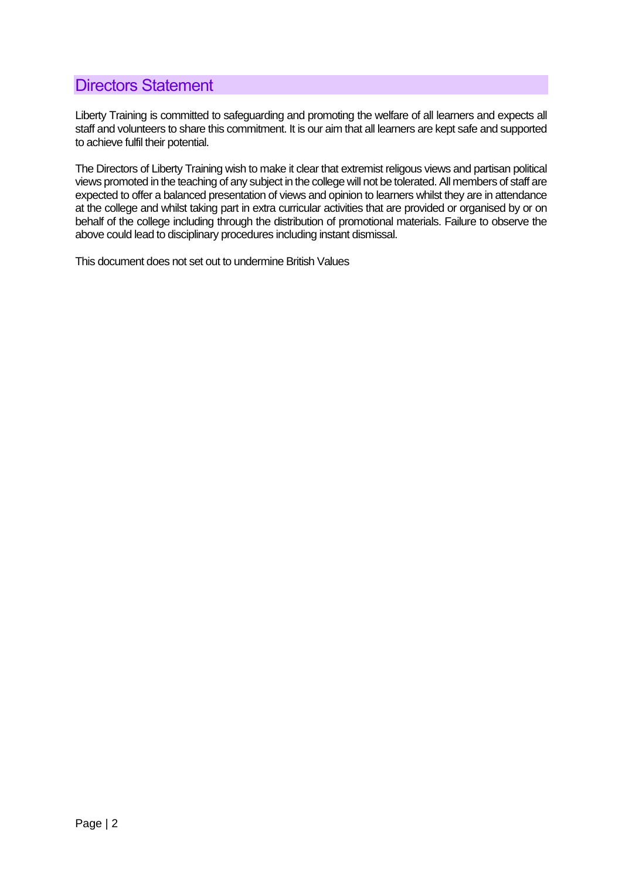## Directors Statement

Liberty Training is committed to safeguarding and promoting the welfare of all learners and expects all staff and volunteers to share this commitment. It is our aim that all learners are kept safe and supported to achieve fulfil their potential.

The Directors of Liberty Training wish to make it clear that extremist religous views and partisan political views promoted in the teaching of any subject in the college will not be tolerated. All members of staff are expected to offer a balanced presentation of views and opinion to learners whilst they are in attendance at the college and whilst taking part in extra curricular activities that are provided or organised by or on behalf of the college including through the distribution of promotional materials. Failure to observe the above could lead to disciplinary procedures including instant dismissal.

This document does not set out to undermine British Values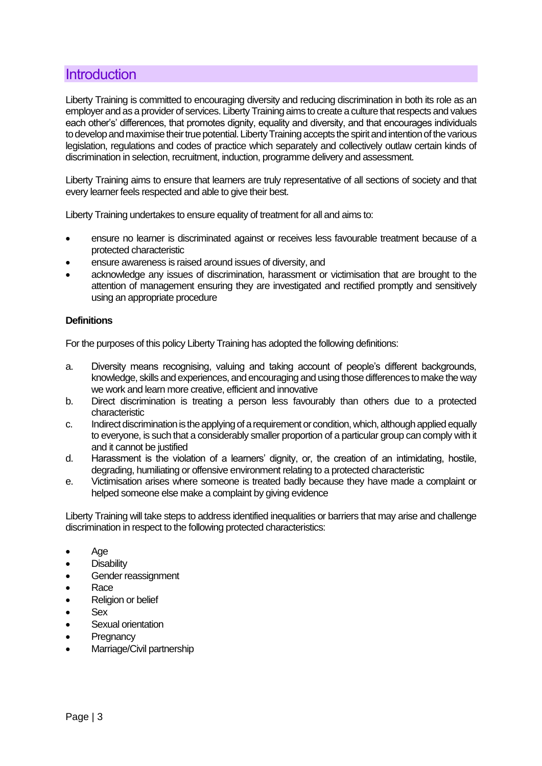## Introduction

Liberty Training is committed to encouraging diversity and reducing discrimination in both its role as an employer and as a provider of services. Liberty Training aims to create a culture that respects and values each other's' differences, that promotes dignity, equality and diversity, and that encourages individuals to develop and maximise their true potential. Liberty Training accepts the spirit and intention of the various legislation, regulations and codes of practice which separately and collectively outlaw certain kinds of discrimination in selection, recruitment, induction, programme delivery and assessment.

Liberty Training aims to ensure that learners are truly representative of all sections of society and that every learner feels respected and able to give their best.

Liberty Training undertakes to ensure equality of treatment for all and aims to:

- ensure no learner is discriminated against or receives less favourable treatment because of a protected characteristic
- ensure awareness is raised around issues of diversity, and
- acknowledge any issues of discrimination, harassment or victimisation that are brought to the attention of management ensuring they are investigated and rectified promptly and sensitively using an appropriate procedure

**Definitions**

For the purposes of this policy Liberty Training has adopted the following definitions:

a. Diversity means recognising, valuing and taking account of people's different backgrounds, knowledge, skills and experiences, and encouraging and using those differences to make the way we work and learn more creative, efficient and innovative
b. Direct discrimination is treating a person less favourably than others due to a protected characteristic
c. Indirect discrimination is the applying of a requirement or condition, which, although applied equally to everyone, is such that a considerably smaller proportion of a particular group can comply with it and it cannot be justified
d. Harassment is the violation of a learners' dignity, or, the creation of an intimidating, hostile, degrading, humiliating or offensive environment relating to a protected characteristic
e. Victimisation arises where someone is treated badly because they have made a complaint or helped someone else make a complaint by giving evidence

Liberty Training will take steps to address identified inequalities or barriers that may arise and challenge discrimination in respect to the following protected characteristics:

- Age
- Disability
- Gender reassignment
- Race
- Religion or belief
- Sex
- Sexual orientation
- Pregnancy
- Marriage/Civil partnership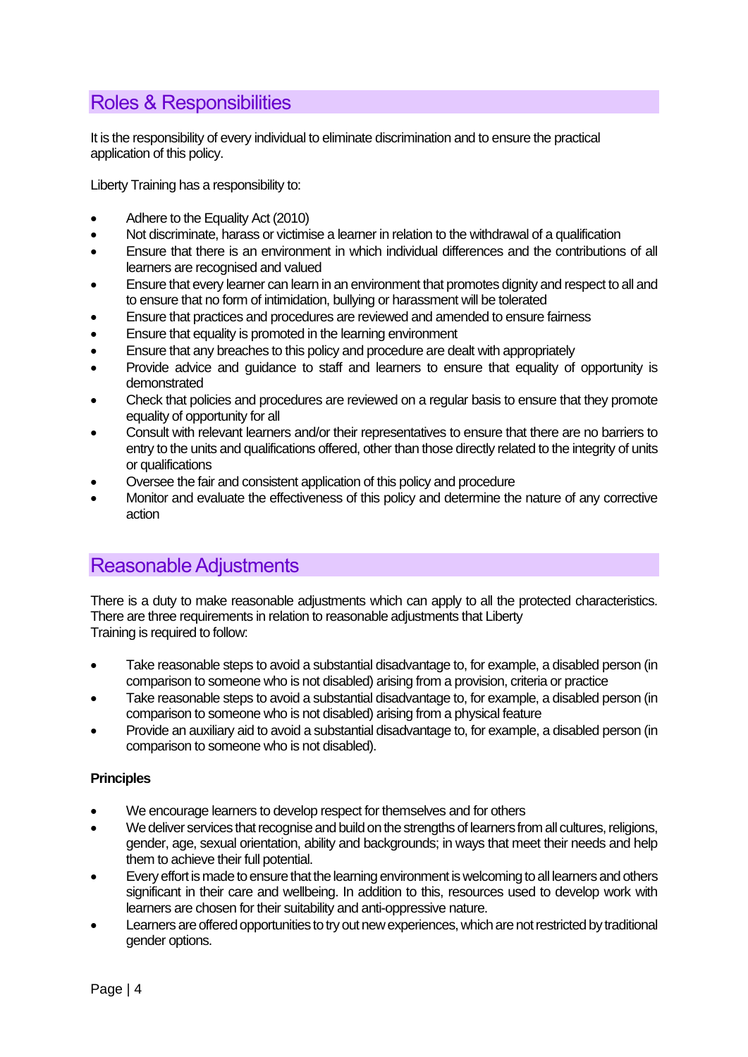## Roles & Responsibilities

It is the responsibility of every individual to eliminate discrimination and to ensure the practical application of this policy.

Liberty Training has a responsibility to:

- Adhere to the Equality Act (2010)
- Not discriminate, harass or victimise a learner in relation to the withdrawal of a qualification
- Ensure that there is an environment in which individual differences and the contributions of all learners are recognised and valued
- Ensure that every learner can learn in an environment that promotes dignity and respect to all and to ensure that no form of intimidation, bullying or harassment will be tolerated
- Ensure that practices and procedures are reviewed and amended to ensure fairness
- Ensure that equality is promoted in the learning environment
- Ensure that any breaches to this policy and procedure are dealt with appropriately
- Provide advice and guidance to staff and learners to ensure that equality of opportunity is demonstrated
- Check that policies and procedures are reviewed on a regular basis to ensure that they promote equality of opportunity for all
- Consult with relevant learners and/or their representatives to ensure that there are no barriers to entry to the units and qualifications offered, other than those directly related to the integrity of units or qualifications
- Oversee the fair and consistent application of this policy and procedure
- Monitor and evaluate the effectiveness of this policy and determine the nature of any corrective action

## Reasonable Adjustments

There is a duty to make reasonable adjustments which can apply to all the protected characteristics. There are three requirements in relation to reasonable adjustments that Liberty Training is required to follow:

- Take reasonable steps to avoid a substantial disadvantage to, for example, a disabled person (in comparison to someone who is not disabled) arising from a provision, criteria or practice
- Take reasonable steps to avoid a substantial disadvantage to, for example, a disabled person (in comparison to someone who is not disabled) arising from a physical feature
- Provide an auxiliary aid to avoid a substantial disadvantage to, for example, a disabled person (in comparison to someone who is not disabled).

**Principles**

- We encourage learners to develop respect for themselves and for others
- We deliver services that recognise and build on the strengths of learners from all cultures, religions, gender, age, sexual orientation, ability and backgrounds; in ways that meet their needs and help them to achieve their full potential.
- Every effort is made to ensure that the learning environment is welcoming to all learners and others significant in their care and wellbeing. In addition to this, resources used to develop work with learners are chosen for their suitability and anti-oppressive nature.
- Learners are offered opportunities to try out new experiences, which are not restricted by traditional gender options.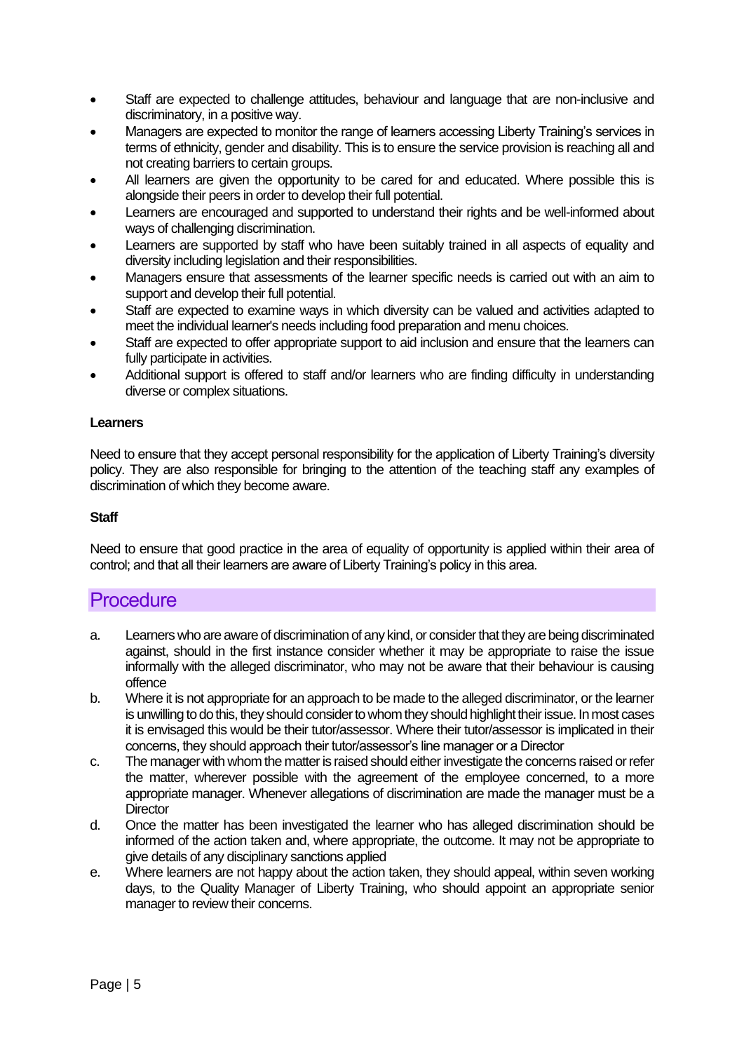- Staff are expected to challenge attitudes, behaviour and language that are non-inclusive and discriminatory, in a positive way.
- Managers are expected to monitor the range of learners accessing Liberty Training's services in terms of ethnicity, gender and disability. This is to ensure the service provision is reaching all and not creating barriers to certain groups.
- All learners are given the opportunity to be cared for and educated. Where possible this is alongside their peers in order to develop their full potential.
- Learners are encouraged and supported to understand their rights and be well-informed about ways of challenging discrimination.
- Learners are supported by staff who have been suitably trained in all aspects of equality and diversity including legislation and their responsibilities.
- Managers ensure that assessments of the learner specific needs is carried out with an aim to support and develop their full potential.
- Staff are expected to examine ways in which diversity can be valued and activities adapted to meet the individual learner's needs including food preparation and menu choices.
- Staff are expected to offer appropriate support to aid inclusion and ensure that the learners can fully participate in activities.
- Additional support is offered to staff and/or learners who are finding difficulty in understanding diverse or complex situations.

**Learners**

Need to ensure that they accept personal responsibility for the application of Liberty Training's diversity policy. They are also responsible for bringing to the attention of the teaching staff any examples of discrimination of which they become aware.

**Staff**

Need to ensure that good practice in the area of equality of opportunity is applied within their area of control; and that all their learners are aware of Liberty Training's policy in this area.

## Procedure

a. Learners who are aware of discrimination of any kind, or consider that they are being discriminated against, should in the first instance consider whether it may be appropriate to raise the issue informally with the alleged discriminator, who may not be aware that their behaviour is causing offence

b. Where it is not appropriate for an approach to be made to the alleged discriminator, or the learner is unwilling to do this, they should consider to whom they should highlight their issue. In most cases it is envisaged this would be their tutor/assessor. Where their tutor/assessor is implicated in their concerns, they should approach their tutor/assessor's line manager or a Director

c. The manager with whom the matter is raised should either investigate the concerns raised or refer the matter, wherever possible with the agreement of the employee concerned, to a more appropriate manager. Whenever allegations of discrimination are made the manager must be a Director

d. Once the matter has been investigated the learner who has alleged discrimination should be informed of the action taken and, where appropriate, the outcome. It may not be appropriate to give details of any disciplinary sanctions applied

e. Where learners are not happy about the action taken, they should appeal, within seven working days, to the Quality Manager of Liberty Training, who should appoint an appropriate senior manager to review their concerns.